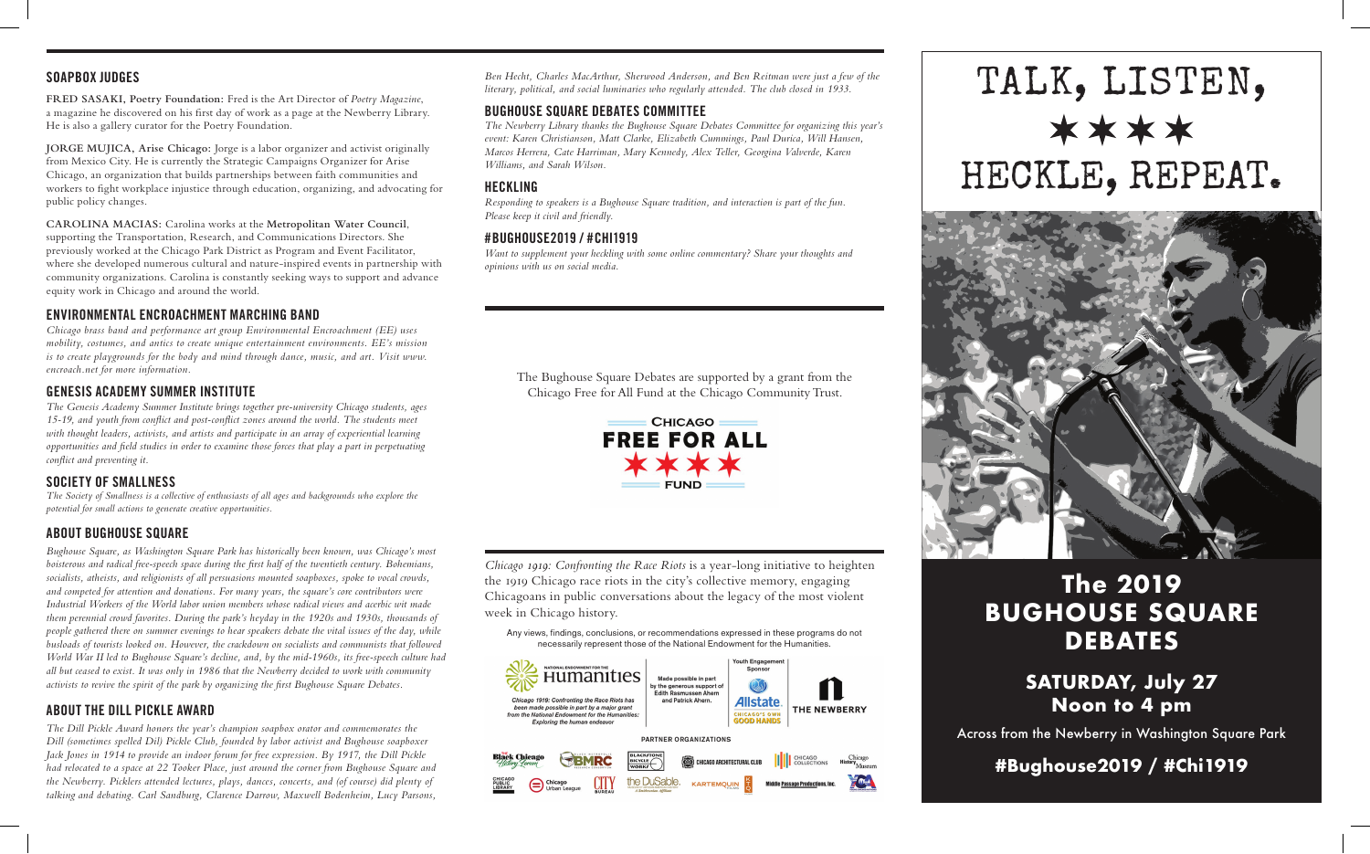## SOAPBOX JUDGES

**FRED SASAKI, Poetry Foundation:** Fred is the Art Director of *Poetry Magazine*, a magazine he discovered on his first day of work as a page at the Newberry Library. He is also a gallery curator for the Poetry Foundation.

**JORGE MUJICA, Arise Chicago:** Jorge is a labor organizer and activist originally from Mexico City. He is currently the Strategic Campaigns Organizer for Arise Chicago, an organization that builds partnerships between faith communities and workers to fight workplace injustice through education, organizing, and advocating for public policy changes.

**CAROLINA MACIAS:** Carolina works at the **Metropolitan Water Council**, supporting the Transportation, Research, and Communications Directors. She previously worked at the Chicago Park District as Program and Event Facilitator, where she developed numerous cultural and nature-inspired events in partnership with community organizations. Carolina is constantly seeking ways to support and advance equity work in Chicago and around the world.

## ENVIRONMENTAL ENCROACHMENT MARCHING BAND

*Chicago brass band and performance art group Environmental Encroachment (EE) uses mobility, costumes, and antics to create unique entertainment environments. EE's mission is to create playgrounds for the body and mind through dance, music, and art. Visit www.encroach.net for more information.*

## GENESIS ACADEMY SUMMER INSTITUTE

*The Genesis Academy Summer Institute brings together pre-university Chicago students, ages 15-19, and youth from conflict and post-conflict zones around the world. The students meet with thought leaders, activists, and artists and participate in an array of experiential learning opportunities and field studies in order to examine those forces that play a part in perpetuating conflict and preventing it.*

## SOCIETY OF SMALLNESS

*The Society of Smallness is a collective of enthusiasts of all ages and backgrounds who explore the potential for small actions to generate creative opportunities.*

## ABOUT BUGHOUSE SQUARE

*Bughouse Square, as Washington Square Park has historically been known, was Chicago's most boisterous and radical free-speech space during the first half of the twentieth century. Bohemians, socialists, atheists, and religionists of all persuasions mounted soapboxes, spoke to vocal crowds, and competed for attention and donations. For many years, the square's core contributors were Industrial Workers of the World labor union members whose radical views and acerbic wit made them perennial crowd favorites. During the park's heyday in the 1920s and 1930s, thousands of people gathered there on summer evenings to hear speakers debate the vital issues of the day, while busloads of tourists looked on. However, the crackdown on socialists and communists that followed World War II led to Bughouse Square's decline, and, by the mid-1960s, its free-speech culture had all but ceased to exist. It was only in 1986 that the Newberry decided to work with community activists to revive the spirit of the park by organizing the first Bughouse Square Debates.*

## ABOUT THE DILL PICKLE AWARD

*The Dill Pickle Award honors the year's champion soapbox orator and commemorates the Dill (sometimes spelled Dil) Pickle Club, founded by labor activist and Bughouse soapboxer Jack Jones in 1914 to provide an indoor forum for free expression. By 1917, the Dill Pickle had relocated to a space at 22 Tooker Place, just around the corner from Bughouse Square and the Newberry. Picklers attended lectures, plays, dances, concerts, and (of course) did plenty of talking and debating. Carl Sandburg, Clarence Darrow, Maxwell Bodenheim, Lucy Parsons, Ben Hecht, Charles MacArthur, Sherwood Anderson, and Ben Reitman were just a few of the literary, political, and social luminaries who regularly attended. The club closed in 1933.*

## BUGHOUSE SQUARE DEBATES COMMITTEE

*The Newberry Library thanks the Bughouse Square Debates Committee for organizing this year's event: Karen Christianson, Matt Clarke, Elizabeth Cummings, Paul Durica, Will Hansen, Marcos Herrera, Cate Harriman, Mary Kennedy, Alex Teller, Georgina Valverde, Karen Williams, and Sarah Wilson.*

## HECKLING

*Responding to speakers is a Bughouse Square tradition, and interaction is part of the fun. Please keep it civil and friendly.*

## #BUGHOUSE2019 / #CHI1919

*Want to supplement your heckling with some online commentary? Share your thoughts and opinions with us on social media.*

The Bughouse Square Debates are supported by a grant from the Chicago Free for All Fund at the Chicago Community Trust.

CHICAGO FREE FOR ALL ★★★★ FUND

*Chicago 1919: Confronting the Race Riots* is a year-long initiative to heighten the 1919 Chicago race riots in the city's collective memory, engaging Chicagoans in public conversations about the legacy of the most violent week in Chicago history.

Any views, findings, conclusions, or recommendations expressed in these programs do not necessarily represent those of the National Endowment for the Humanities.

National Endowment for the Humanities

*Chicago 1919: Confronting the Race Riots has been made possible in part by a major grant from the National Endowment for the Humanities: Exploring the human endeavor*

Made possible in part by the generous support of Edith Rasmussen Ahern and Patrick Ahern.

Youth Engagement Sponsor: Allstate. Chicago's Own Good Hands

THE NEWBERRY

PARTNER ORGANIZATIONS

Black Chicago History Forum · BMRC · Blackstone Bicycle Works · Chicago Architectural Club · Chicago Collections · Chicago History Museum · Chicago Public Library · Chicago Urban League · City Bureau · The DuSable · Kartemquin · Middle Passage Productions, Inc.

# TALK, LISTEN, ★★★★ HECKLE, REPEAT.

# The 2019 BUGHOUSE SQUARE DEBATES

## SATURDAY, July 27
## Noon to 4 pm

Across from the Newberry in Washington Square Park

**#Bughouse2019 / #Chi1919**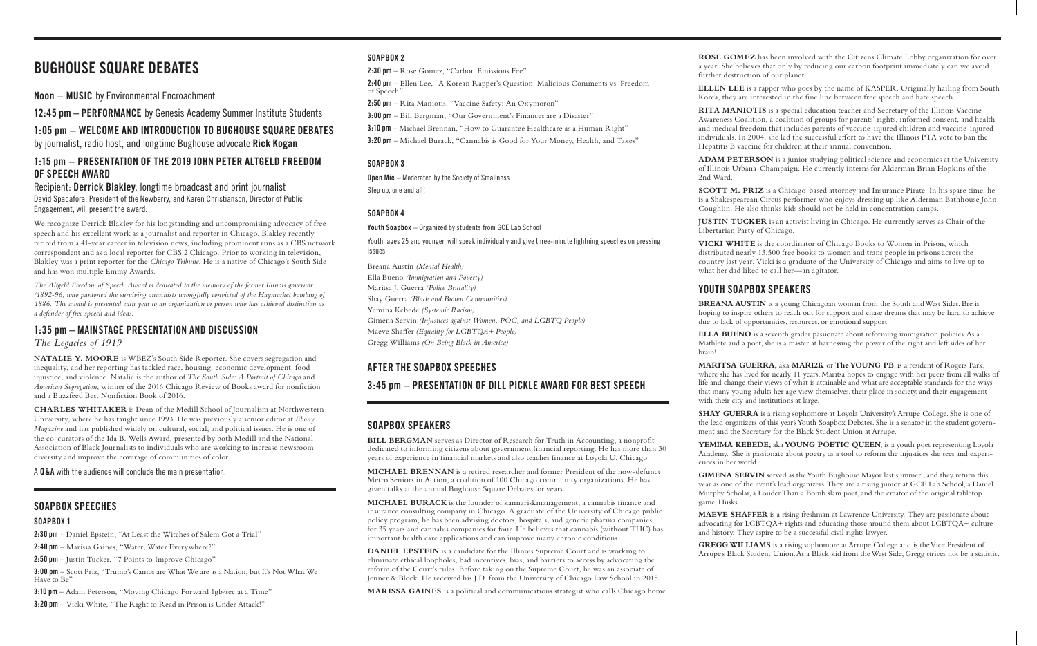# BUGHOUSE SQUARE DEBATES

**Noon** – **MUSIC** by Environmental Encroachment

**12:45 pm – PERFORMANCE** by Genesis Academy Summer Institute Students

**1:05 pm – WELCOME AND INTRODUCTION TO BUGHOUSE SQUARE DEBATES** by journalist, radio host, and longtime Bughouse advocate **Rick Kogan**

## 1:15 pm – PRESENTATION OF THE 2019 JOHN PETER ALTGELD FREEDOM OF SPEECH AWARD

Recipient: **Derrick Blakley**, longtime broadcast and print journalist
David Spadafora, President of the Newberry, and Karen Christianson, Director of Public Engagement, will present the award.

We recognize Derrick Blakley for his longstanding and uncompromising advocacy of free speech and his excellent work as a journalist and reporter in Chicago. Blakley recently retired from a 41-year career in television news, including prominent runs as a CBS network correspondent and as a local reporter for CBS 2 Chicago. Prior to working in television, Blakley was a print reporter for the *Chicago Tribune*. He is a native of Chicago's South Side and has won multiple Emmy Awards.

*The Altgeld Freedom of Speech Award is dedicated to the memory of the former Illinois governor (1892-96) who pardoned the surviving anarchists wrongfully convicted of the Haymarket bombing of 1886. The award is presented each year to an organization or person who has achieved distinction as a defender of free speech and ideas.*

## 1:35 pm – MAINSTAGE PRESENTATION AND DISCUSSION

*The Legacies of 1919*

**NATALIE Y. MOORE** is WBEZ's South Side Reporter. She covers segregation and inequality, and her reporting has tackled race, housing, economic development, food injustice, and violence. Natalie is the author of *The South Side: A Portrait of Chicago* and *American Segregation*, winner of the 2016 Chicago Review of Books award for nonfiction and a Buzzfeed Best Nonfiction Book of 2016.

**CHARLES WHITAKER** is Dean of the Medill School of Journalism at Northwestern University, where he has taught since 1993. He was previously a senior editor at *Ebony Magazine* and has published widely on cultural, social, and political issues. He is one of the co-curators of the Ida B. Wells Award, presented by both Medill and the National Association of Black Journalists to individuals who are working to increase newsroom diversity and improve the coverage of communities of color.

A **Q&A** with the audience will conclude the main presentation.

## SOAPBOX SPEECHES

### SOAPBOX 1

**2:30 pm** – Daniel Epstein, "At Least the Witches of Salem Got a Trial"

**2:40 pm** – Marissa Gaines, "Water, Water Everywhere?"

**2:50 pm** – Justin Tucker, "7 Points to Improve Chicago"

**3:00 pm** – Scott Priz, "Trump's Camps are What We are as a Nation, but It's Not What We Have to Be"

**3:10 pm** – Adam Peterson, "Moving Chicago Forward 1gb/sec at a Time"

**3:20 pm** – Vicki White, "The Right to Read in Prison is Under Attack!"

### SOAPBOX 2

**2:30 pm** – Rose Gomez, "Carbon Emissions Fee"

**2:40 pm** – Ellen Lee, "A Korean Rapper's Question: Malicious Comments vs. Freedom of Speech"

**2:50 pm** – Rita Maniotis, "Vaccine Safety: An Oxymoron"

**3:00 pm** – Bill Bergman, "Our Government's Finances are a Disaster"

**3:10 pm** – Michael Brennan, "How to Guarantee Healthcare as a Human Right"

**3:20 pm** – Michael Burack, "Cannabis is Good for Your Money, Health, and Taxes"

### SOAPBOX 3

**Open Mic** – Moderated by the Society of Smallness
Step up, one and all!

### SOAPBOX 4

**Youth Soapbox** – Organized by students from GCE Lab School

Youth, ages 25 and younger, will speak individually and give three-minute lightning speeches on pressing issues.

Breana Austin *(Mental Health)*
Ella Bueno *(Immigration and Poverty)*
Maritsa J. Guerra *(Police Brutality)*
Shay Guerra *(Black and Brown Communities)*
Yemina Kebede *(Systemic Racism)*
Gimena Servin *(Injustices against Women, POC, and LGBTQ People)*
Maeve Shaffer *(Equality for LGBTQA+ People)*
Gregg Williams *(On Being Black in America)*

## AFTER THE SOAPBOX SPEECHES

## 3:45 pm – PRESENTATION OF DILL PICKLE AWARD FOR BEST SPEECH

## SOAPBOX SPEAKERS

**BILL BERGMAN** serves as Director of Research for Truth in Accounting, a nonprofit dedicated to informing citizens about government financial reporting. He has more than 30 years of experience in financial markets and also teaches finance at Loyola U. Chicago.

**MICHAEL BRENNAN** is a retired researcher and former President of the now-defunct Metro Seniors in Action, a coalition of 100 Chicago community organizations. He has given talks at the annual Bughouse Square Debates for years.

**MICHAEL BURACK** is the founder of kannariskmanagement, a cannabis finance and insurance consulting company in Chicago. A graduate of the University of Chicago public policy program, he has been advising doctors, hospitals, and generic pharma companies for 35 years and cannabis companies for four. He believes that cannabis (without THC) has important health care applications and can improve many chronic conditions.

**DANIEL EPSTEIN** is a candidate for the Illinois Supreme Court and is working to eliminate ethical loopholes, bad incentives, bias, and barriers to access by advocating the reform of the Court's rules. Before taking on the Supreme Court, he was an associate of Jenner & Block. He received his J.D. from the University of Chicago Law School in 2015.

**MARISSA GAINES** is a political and communications strategist who calls Chicago home.

**ROSE GOMEZ** has been involved with the Citizens Climate Lobby organization for over a year. She believes that only by reducing our carbon footprint immediately can we avoid further destruction of our planet.

**ELLEN LEE** is a rapper who goes by the name of KASPER. Originally hailing from South Korea, they are interested in the fine line between free speech and hate speech.

**RITA MANIOTIS** is a special education teacher and Secretary of the Illinois Vaccine Awareness Coalition, a coalition of groups for parents' rights, informed consent, and health and medical freedom that includes parents of vaccine-injured children and vaccine-injured individuals. In 2004, she led the successful effort to have the Illinois PTA vote to ban the Hepatitis B vaccine for children at their annual convention.

**ADAM PETERSON** is a junior studying political science and economics at the University of Illinois Urbana-Champaign. He currently interns for Alderman Brian Hopkins of the 2nd Ward.

**SCOTT M. PRIZ** is a Chicago-based attorney and Insurance Pirate. In his spare time, he is a Shakespearean Circus performer who enjoys dressing up like Alderman Bathhouse John Coughlin. He also thinks kids should not be held in concentration camps.

**JUSTIN TUCKER** is an activist living in Chicago. He currently serves as Chair of the Libertarian Party of Chicago.

**VICKI WHITE** is the coordinator of Chicago Books to Women in Prison, which distributed nearly 13,500 free books to women and trans people in prisons across the country last year. Vicki is a graduate of the University of Chicago and aims to live up to what her dad liked to call her—an agitator.

## YOUTH SOAPBOX SPEAKERS

**BREANA AUSTIN** is a young Chicagoan woman from the South and West Sides. Bre is hoping to inspire others to reach out for support and chase dreams that may be hard to achieve due to lack of opportunities, resources, or emotional support.

**ELLA BUENO** is a seventh grader passionate about reforming immigration policies. As a Mathlete and a poet, she is a master at harnessing the power of the right and left sides of her brain!

**MARITSA GUERRA,** aka **MARI2K** or **The YOUNG PB**, is a resident of Rogers Park, where she has lived for nearly 11 years. Maritsa hopes to engage with her peers from all walks of life and change their views of what is attainable and what are acceptable standards for the ways that many young adults her age view themselves, their place in society, and their engagement with their city and institutions at large.

**SHAY GUERRA** is a rising sophomore at Loyola University's Arrupe College. She is one of the lead organizers of this year's Youth Soapbox Debates. She is a senator in the student government and the Secretary for the Black Student Union at Arrupe.

**YEMIMA KEBEDE,** aka **YOUNG POETIC QUEEN**, is a youth poet representing Loyola Academy. She is passionate about poetry as a tool to reform the injustices she sees and experiences in her world.

**GIMENA SERVIN** served as the Youth Bughouse Mayor last summer , and they return this year as one of the event's lead organizers. They are a rising junior at GCE Lab School, a Daniel Murphy Scholar, a Louder Than a Bomb slam poet, and the creator of the original tabletop game, Husks.

**MAEVE SHAFFER** is a rising freshman at Lawrence University. They are passionate about advocating for LGBTQA+ rights and educating those around them about LGBTQA+ culture and history. They aspire to be a successful civil rights lawyer.

**GREGG WILLIAMS** is a rising sophomore at Arrupe College and is the Vice President of Arrupe's Black Student Union. As a Black kid from the West Side, Gregg strives not be a statistic.